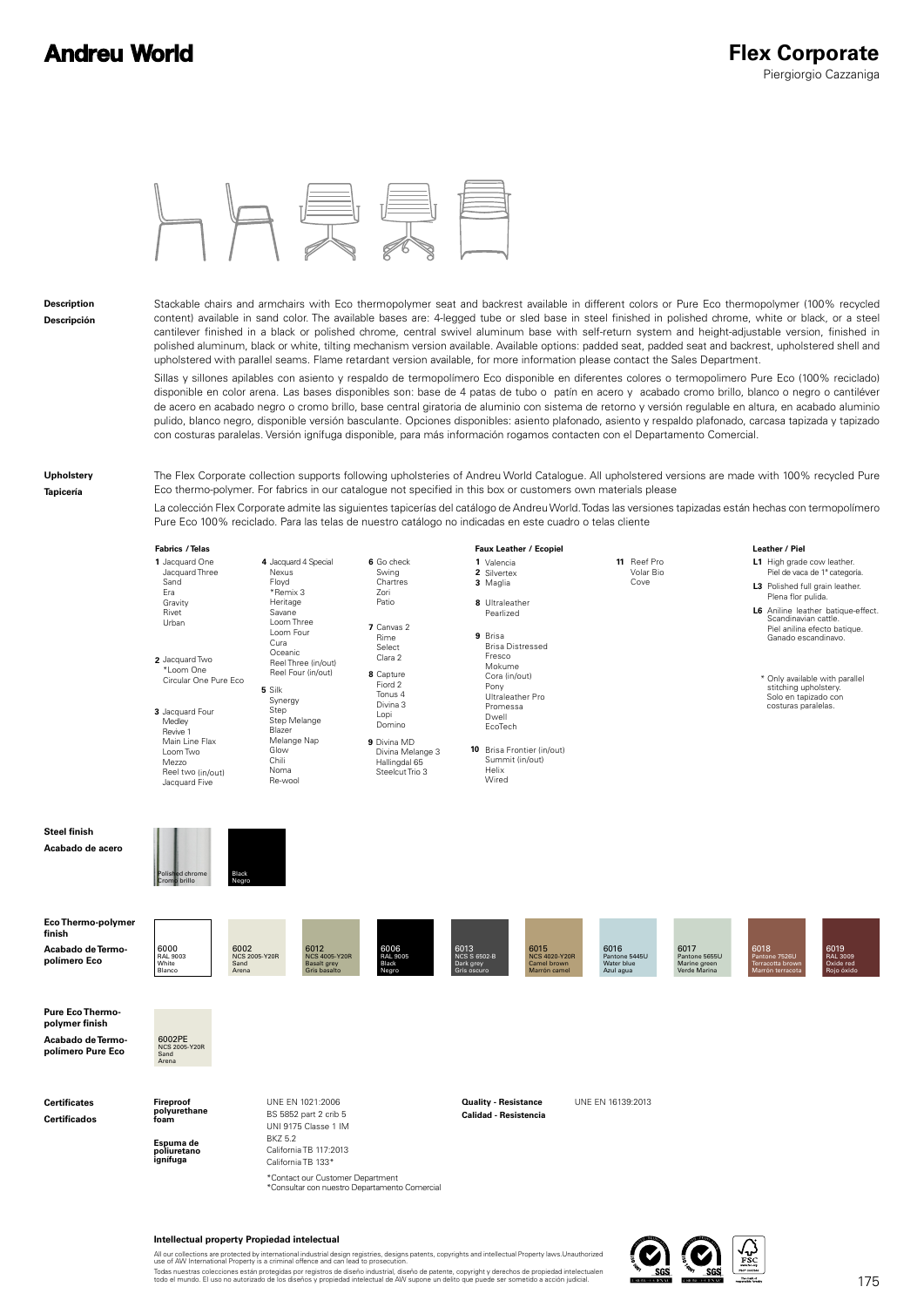# Andreu World

## Flex Corporate

Piergiorgio Cazzaniga

**Description**
**Descripción**

Stackable chairs and armchairs with Eco thermopolymer seat and backrest available in different colors or Pure Eco thermopolymer (100% recycled content) available in sand color. The available bases are: 4-legged tube or sled base in steel finished in polished chrome, white or black, or a steel cantilever finished in a black or polished chrome, central swivel aluminum base with self-return system and height-adjustable version, finished in polished aluminum, black or white, tilting mechanism version available. Available options: padded seat, padded seat and backrest, upholstered shell and upholstered with parallel seams. Flame retardant version available, for more information please contact the Sales Department.

Sillas y sillones apilables con asiento y respaldo de termopolímero Eco disponible en diferentes colores o termopolimero Pure Eco (100% reciclado) disponible en color arena. Las bases disponibles son: base de 4 patas de tubo o patín en acero y acabado cromo brillo, blanco o negro o cantiléver de acero en acabado negro o cromo brillo, base central giratoria de aluminio con sistema de retorno y versión regulable en altura, en acabado aluminio pulido, blanco negro, disponible versión basculante. Opciones disponibles: asiento plafonado, asiento y respaldo plafonado, carcasa tapizada y tapizado con costuras paralelas. Versión ignífuga disponible, para más información rogamos contacten con el Departamento Comercial.

**Upholstery**
**Tapicería**

The Flex Corporate collection supports following upholsteries of Andreu World Catalogue. All upholstered versions are made with 100% recycled Pure Eco thermo-polymer. For fabrics in our catalogue not specified in this box or customers own materials please

La colección Flex Corporate admite las siguientes tapicerías del catálogo de Andreu World. Todas las versiones tapizadas están hechas con termopolímero Pure Eco 100% reciclado. Para las telas de nuestro catálogo no indicadas en este cuadro o telas cliente

**Fabrics / Telas**

**1** Jacquard One, Jacquard Three, Sand, Era, Gravity, Rivet, Urban

**2** Jacquard Two, *Loom One, Circular One Pure Eco

**3** Jacquard Four, Medley, Revive 1, Main Line Flax, Loom Two, Mezzo, Reel two (in/out), Jacquard Five

**4** Jacquard 4 Special, Nexus, Floyd, *Remix 3, Heritage, Savane, Loom Three, Loom Four, Cura, Oceanic, Reel Three (in/out), Reel Four (in/out)

**5** Silk, Synergy, Step, Step Melange, Blazer, Melange Nap, Glow, Chili, Noma, Re-wool

**6** Go check, Swing, Chartres, Zori, Patio

**7** Canvas 2, Rime, Select, Clara 2

**8** Capture, Fiord 2, Tonus 4, Divina 3, Lopi, Domino

**9** Divina MD, Divina Melange 3, Hallingdal 65, Steelcut Trio 3

**Faux Leather / Ecopiel**

**1** Valencia
**2** Silvertex
**3** Maglia

**8** Ultraleather, Pearlized

**9** Brisa, Brisa Distressed, Fresco, Mokume, Cora (in/out), Pony, Ultraleather Pro, Promessa, Dwell, EcoTech

**10** Brisa Frontier (in/out), Summit (in/out), Helix, Wired

**11** Reef Pro, Volar Bio, Cove

**Leather / Piel**

**L1** High grade cow leather. Piel de vaca de 1ª categoría.

**L3** Polished full grain leather. Plena flor pulida.

**L6** Aniline leather batique-effect. Scandinavian cattle. Piel anilina efecto batique. Ganado escandinavo.

* Only available with parallel stitching upholstery. Solo en tapizado con costuras paralelas.

**Steel finish**
**Acabado de acero**

- Polished chrome / Cromo brillo
- Black / Negro

**Eco Thermo-polymer finish**
**Acabado de Termo-polímero Eco**

| Code | Reference | English | Español |
|---|---|---|---|
| 6000 | RAL 9003 | White | Blanco |
| 6002 | NCS 2005-Y20R | Sand | Arena |
| 6012 | NCS 4005-Y20R | Basalt grey | Gris basalto |
| 6006 | RAL 9005 | Black | Negro |
| 6013 | NCS S 6502-B | Dark grey | Gris oscuro |
| 6015 | NCS 4020-Y20R | Camel brown | Marrón camel |
| 6016 | Pantone 5445U | Water blue | Azul agua |
| 6017 | Pantone 5655U | Marine green | Verde Marina |
| 6018 | Pantone 7526U | Terracotta brown | Marrón terracota |
| 6019 | RAL 3009 | Oxide red | Rojo óxido |

**Pure Eco Thermo-polymer finish**
**Acabado de Termo-polímero Pure Eco**

| Code | Reference | English | Español |
|---|---|---|---|
| 6002PE | NCS 2005-Y20R | Sand | Arena |

**Certificates**
**Certificados**

**Fireproof polyurethane foam**
**Espuma de poliuretano ignífuga**

- UNE EN 1021:2006
- BS 5852 part 2 crib 5
- UNI 9175 Classe 1 IM
- BKZ 5.2
- California TB 117:2013
- California TB 133*

*Contact our Customer Department
*Consultar con nuestro Departamento Comercial

**Quality - Resistance**
**Calidad - Resistencia**

UNE EN 16139:2013

**Intellectual property Propiedad intelectual**

All our collections are protected by international industrial design registries, designs patents, copyrights and intellectual Property laws.Unauthorized use of AW International Property is a criminal offence and can lead to prosecution.

Todas nuestras colecciones están protegidas por registros de diseño industrial, diseño de patente, copyright y derechos de propiedad intelectualen todo el mundo. El uso no autorizado de los diseños y propiedad intelectual de AW supone un delito que puede ser sometido a acción judicial.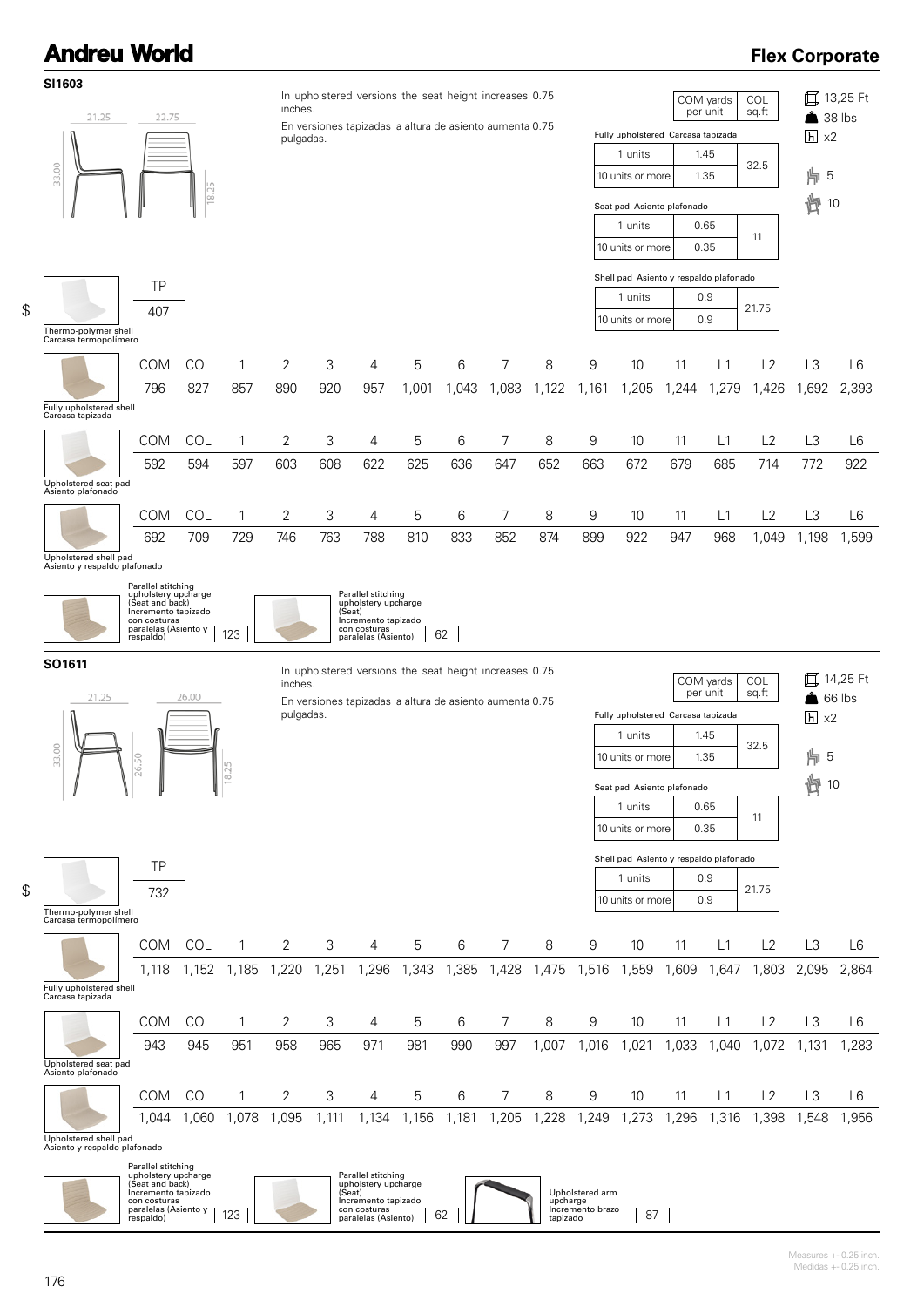# Andreu World

## Flex Corporate

### SI1603

Dimensions: 21.25 · 22.75 · 33.00 · 18.25

In upholstered versions the seat height increases 0.75 inches.

En versiones tapizadas la altura de asiento aumenta 0.75 pulgadas.

| | COM yards per unit | COL sq.ft |
|---|---|---|
| **Fully upholstered Carcasa tapizada** | | |
| 1 units | 1.45 | 32.5 |
| 10 units or more | 1.35 | |
| **Seat pad Asiento plafonado** | | |
| 1 units | 0.65 | 11 |
| 10 units or more | 0.35 | |
| **Shell pad Asiento y respaldo plafonado** | | |
| 1 units | 0.9 | 21.75 |
| 10 units or more | 0.9 | |

13,25 Ft · 38 lbs · x2 · 5 · 10

$

| Thermo-polymer shell / Carcasa termopolímero | TP |
|---|---|
| | 407 |

| | COM | COL | 1 | 2 | 3 | 4 | 5 | 6 | 7 | 8 | 9 | 10 | 11 | L1 | L2 | L3 | L6 |
|---|---|---|---|---|---|---|---|---|---|---|---|---|---|---|---|---|---|
| Fully upholstered shell / Carcasa tapizada | 796 | 827 | 857 | 890 | 920 | 957 | 1,001 | 1,043 | 1,083 | 1,122 | 1,161 | 1,205 | 1,244 | 1,279 | 1,426 | 1,692 | 2,393 |
| Upholstered seat pad / Asiento plafonado | 592 | 594 | 597 | 603 | 608 | 622 | 625 | 636 | 647 | 652 | 663 | 672 | 679 | 685 | 714 | 772 | 922 |
| Upholstered shell pad / Asiento y respaldo plafonado | 692 | 709 | 729 | 746 | 763 | 788 | 810 | 833 | 852 | 874 | 899 | 922 | 947 | 968 | 1,049 | 1,198 | 1,599 |

Parallel stitching upholstery upcharge (Seat and back) / Incremento tapizado con costuras paralelas (Asiento y respaldo): 123

Parallel stitching upholstery upcharge (Seat) / Incremento tapizado con costuras paralelas (Asiento): 62

### SO1611

Dimensions: 21.25 · 26.00 · 33.00 · 26.50 · 18.25

In upholstered versions the seat height increases 0.75 inches.

En versiones tapizadas la altura de asiento aumenta 0.75 pulgadas.

| | COM yards per unit | COL sq.ft |
|---|---|---|
| **Fully upholstered Carcasa tapizada** | | |
| 1 units | 1.45 | 32.5 |
| 10 units or more | 1.35 | |
| **Seat pad Asiento plafonado** | | |
| 1 units | 0.65 | 11 |
| 10 units or more | 0.35 | |
| **Shell pad Asiento y respaldo plafonado** | | |
| 1 units | 0.9 | 21.75 |
| 10 units or more | 0.9 | |

14,25 Ft · 66 lbs · x2 · 5 · 10

$

| Thermo-polymer shell / Carcasa termopolímero | TP |
|---|---|
| | 732 |

| | COM | COL | 1 | 2 | 3 | 4 | 5 | 6 | 7 | 8 | 9 | 10 | 11 | L1 | L2 | L3 | L6 |
|---|---|---|---|---|---|---|---|---|---|---|---|---|---|---|---|---|---|
| Fully upholstered shell / Carcasa tapizada | 1,118 | 1,152 | 1,185 | 1,220 | 1,251 | 1,296 | 1,343 | 1,385 | 1,428 | 1,475 | 1,516 | 1,559 | 1,609 | 1,647 | 1,803 | 2,095 | 2,864 |
| Upholstered seat pad / Asiento plafonado | 943 | 945 | 951 | 958 | 965 | 971 | 981 | 990 | 997 | 1,007 | 1,016 | 1,021 | 1,033 | 1,040 | 1,072 | 1,131 | 1,283 |
| Upholstered shell pad / Asiento y respaldo plafonado | 1,044 | 1,060 | 1,078 | 1,095 | 1,111 | 1,134 | 1,156 | 1,181 | 1,205 | 1,228 | 1,249 | 1,273 | 1,296 | 1,316 | 1,398 | 1,548 | 1,956 |

Parallel stitching upholstery upcharge (Seat and back) / Incremento tapizado con costuras paralelas (Asiento y respaldo): 123

Parallel stitching upholstery upcharge (Seat) / Incremento tapizado con costuras paralelas (Asiento): 62

Upholstered arm upcharge / Incremento brazo tapizado: 87

Measures +- 0.25 inch.
Medidas +- 0.25 inch.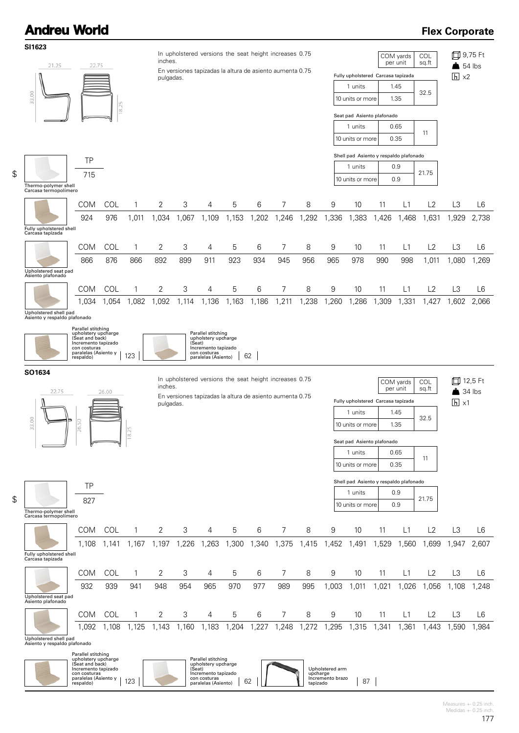# Andreu World

## Flex Corporate

### SI1623

Dimensions: 21.25 / 22.75 / 33.00 / 18.25

In upholstered versions the seat height increases 0.75 inches.

En versiones tapizadas la altura de asiento aumenta 0.75 pulgadas.

9,75 Ft · 54 lbs · x2

| | COM yards per unit | COL sq.ft |
|---|---|---|
| **Fully upholstered Carcasa tapizada** | | |
| 1 units | 1.45 | 32.5 |
| 10 units or more | 1.35 | |
| **Seat pad Asiento plafonado** | | |
| 1 units | 0.65 | 11 |
| 10 units or more | 0.35 | |
| **Shell pad Asiento y respaldo plafonado** | | |
| 1 units | 0.9 | 21.75 |
| 10 units or more | 0.9 | |

$

| Thermo-polymer shell Carcasa termopolímero | TP |
|---|---|
| | 715 |

| | COM | COL | 1 | 2 | 3 | 4 | 5 | 6 | 7 | 8 | 9 | 10 | 11 | L1 | L2 | L3 | L6 |
|---|---|---|---|---|---|---|---|---|---|---|---|---|---|---|---|---|---|
| Fully upholstered shell Carcasa tapizada | 924 | 976 | 1,011 | 1,034 | 1,067 | 1,109 | 1,153 | 1,202 | 1,246 | 1,292 | 1,336 | 1,383 | 1,426 | 1,468 | 1,631 | 1,929 | 2,738 |
| Upholstered seat pad Asiento plafonado | 866 | 876 | 866 | 892 | 899 | 911 | 923 | 934 | 945 | 956 | 965 | 978 | 990 | 998 | 1,011 | 1,080 | 1,269 |
| Upholstered shell pad Asiento y respaldo plafonado | 1,034 | 1,054 | 1,082 | 1,092 | 1,114 | 1,136 | 1,163 | 1,186 | 1,211 | 1,238 | 1,260 | 1,286 | 1,309 | 1,331 | 1,427 | 1,602 | 2,066 |

| Option | Price |
|---|---|
| Parallel stitching upholstery upcharge (Seat and back) Incremento tapizado con costuras paralelas (Asiento y respaldo) | 123 |
| Parallel stitching upholstery upcharge (Seat) Incremento tapizado con costuras paralelas (Asiento) | 62 |

### SO1634

Dimensions: 22.75 / 26.00 / 33.00 / 26.50 / 18.25

In upholstered versions the seat height increases 0.75 inches.

En versiones tapizadas la altura de asiento aumenta 0.75 pulgadas.

12,5 Ft · 34 lbs · x1

| | COM yards per unit | COL sq.ft |
|---|---|---|
| **Fully upholstered Carcasa tapizada** | | |
| 1 units | 1.45 | 32.5 |
| 10 units or more | 1.35 | |
| **Seat pad Asiento plafonado** | | |
| 1 units | 0.65 | 11 |
| 10 units or more | 0.35 | |
| **Shell pad Asiento y respaldo plafonado** | | |
| 1 units | 0.9 | 21.75 |
| 10 units or more | 0.9 | |

$

| Thermo-polymer shell Carcasa termopolímero | TP |
|---|---|
| | 827 |

| | COM | COL | 1 | 2 | 3 | 4 | 5 | 6 | 7 | 8 | 9 | 10 | 11 | L1 | L2 | L3 | L6 |
|---|---|---|---|---|---|---|---|---|---|---|---|---|---|---|---|---|---|
| Fully upholstered shell Carcasa tapizada | 1,108 | 1,141 | 1,167 | 1,197 | 1,226 | 1,263 | 1,300 | 1,340 | 1,375 | 1,415 | 1,452 | 1,491 | 1,529 | 1,560 | 1,699 | 1,947 | 2,607 |
| Upholstered seat pad Asiento plafonado | 932 | 939 | 941 | 948 | 954 | 965 | 970 | 977 | 989 | 995 | 1,003 | 1,011 | 1,021 | 1,026 | 1,056 | 1,108 | 1,248 |
| Upholstered shell pad Asiento y respaldo plafonado | 1,092 | 1,108 | 1,125 | 1,143 | 1,160 | 1,183 | 1,204 | 1,227 | 1,248 | 1,272 | 1,295 | 1,315 | 1,341 | 1,361 | 1,443 | 1,590 | 1,984 |

| Option | Price |
|---|---|
| Parallel stitching upholstery upcharge (Seat and back) Incremento tapizado con costuras paralelas (Asiento y respaldo) | 123 |
| Parallel stitching upholstery upcharge (Seat) Incremento tapizado con costuras paralelas (Asiento) | 62 |
| Upholstered arm upcharge Incremento brazo tapizado | 87 |

Measures +- 0.25 inch.
Medidas +- 0.25 inch.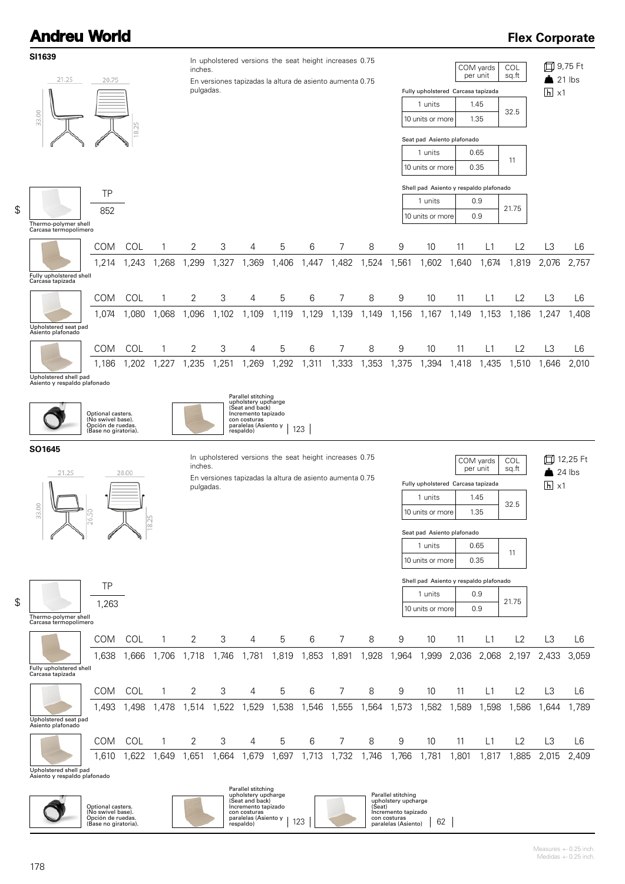## SI1639

21.25 | 20.75 | 33.00 | 18.25

In upholstered versions the seat height increases 0.75 inches.

En versiones tapizadas la altura de asiento aumenta 0.75 pulgadas.

| | COM yards per unit | COL sq.ft |
|---|---|---|
| **Fully upholstered Carcasa tapizada** | | |
| 1 units | 1.45 | 32.5 |
| 10 units or more | 1.35 | |
| **Seat pad Asiento plafonado** | | |
| 1 units | 0.65 | 11 |
| 10 units or more | 0.35 | |
| **Shell pad Asiento y respaldo plafonado** | | |
| 1 units | 0.9 | 21.75 |
| 10 units or more | 0.9 | |

9,75 Ft
21 lbs
x1

$

| | TP |
|---|---|
| Thermo-polymer shell Carcasa termopolímero | 852 |

| | COM | COL | 1 | 2 | 3 | 4 | 5 | 6 | 7 | 8 | 9 | 10 | 11 | L1 | L2 | L3 | L6 |
|---|---|---|---|---|---|---|---|---|---|---|---|---|---|---|---|---|---|
| Fully upholstered shell Carcasa tapizada | 1,214 | 1,243 | 1,268 | 1,299 | 1,327 | 1,369 | 1,406 | 1,447 | 1,482 | 1,524 | 1,561 | 1,602 | 1,640 | 1,674 | 1,819 | 2,076 | 2,757 |
| Upholstered seat pad Asiento plafonado | 1,074 | 1,080 | 1,068 | 1,096 | 1,102 | 1,109 | 1,119 | 1,129 | 1,139 | 1,149 | 1,156 | 1,167 | 1,149 | 1,153 | 1,186 | 1,247 | 1,408 |
| Upholstered shell pad Asiento y respaldo plafonado | 1,186 | 1,202 | 1,227 | 1,235 | 1,251 | 1,269 | 1,292 | 1,311 | 1,333 | 1,353 | 1,375 | 1,394 | 1,418 | 1,435 | 1,510 | 1,646 | 2,010 |

Optional casters. (No swivel base). Opción de ruedas. (Base no giratoria).

Parallel stitching upholstery upcharge (Seat and back) Incremento tapizado con costuras paralelas (Asiento y respaldo) | 123

## SO1645

21.25 | 28.00 | 33.00 | 26.50 | 18.25

In upholstered versions the seat height increases 0.75 inches.

En versiones tapizadas la altura de asiento aumenta 0.75 pulgadas.

| | COM yards per unit | COL sq.ft |
|---|---|---|
| **Fully upholstered Carcasa tapizada** | | |
| 1 units | 1.45 | 32.5 |
| 10 units or more | 1.35 | |
| **Seat pad Asiento plafonado** | | |
| 1 units | 0.65 | 11 |
| 10 units or more | 0.35 | |
| **Shell pad Asiento y respaldo plafonado** | | |
| 1 units | 0.9 | 21.75 |
| 10 units or more | 0.9 | |

12,25 Ft
24 lbs
x1

$

| | TP |
|---|---|
| Thermo-polymer shell Carcasa termopolímero | 1,263 |

| | COM | COL | 1 | 2 | 3 | 4 | 5 | 6 | 7 | 8 | 9 | 10 | 11 | L1 | L2 | L3 | L6 |
|---|---|---|---|---|---|---|---|---|---|---|---|---|---|---|---|---|---|
| Fully upholstered shell Carcasa tapizada | 1,638 | 1,666 | 1,706 | 1,718 | 1,746 | 1,781 | 1,819 | 1,853 | 1,891 | 1,928 | 1,964 | 1,999 | 2,036 | 2,068 | 2,197 | 2,433 | 3,059 |
| Upholstered seat pad Asiento plafonado | 1,493 | 1,498 | 1,478 | 1,514 | 1,522 | 1,529 | 1,538 | 1,546 | 1,555 | 1,564 | 1,573 | 1,582 | 1,589 | 1,598 | 1,586 | 1,644 | 1,789 |
| Upholstered shell pad Asiento y respaldo plafonado | 1,610 | 1,622 | 1,649 | 1,651 | 1,664 | 1,679 | 1,697 | 1,713 | 1,732 | 1,746 | 1,766 | 1,781 | 1,801 | 1,817 | 1,885 | 2,015 | 2,409 |

Optional casters. (No swivel base). Opción de ruedas. (Base no giratoria).

Parallel stitching upholstery upcharge (Seat and back) Incremento tapizado con costuras paralelas (Asiento y respaldo) | 123

Parallel stitching upholstery upcharge (Seat) Incremento tapizado con costuras paralelas (Asiento) | 62

Measures +- 0.25 inch.
Medidas +- 0.25 inch.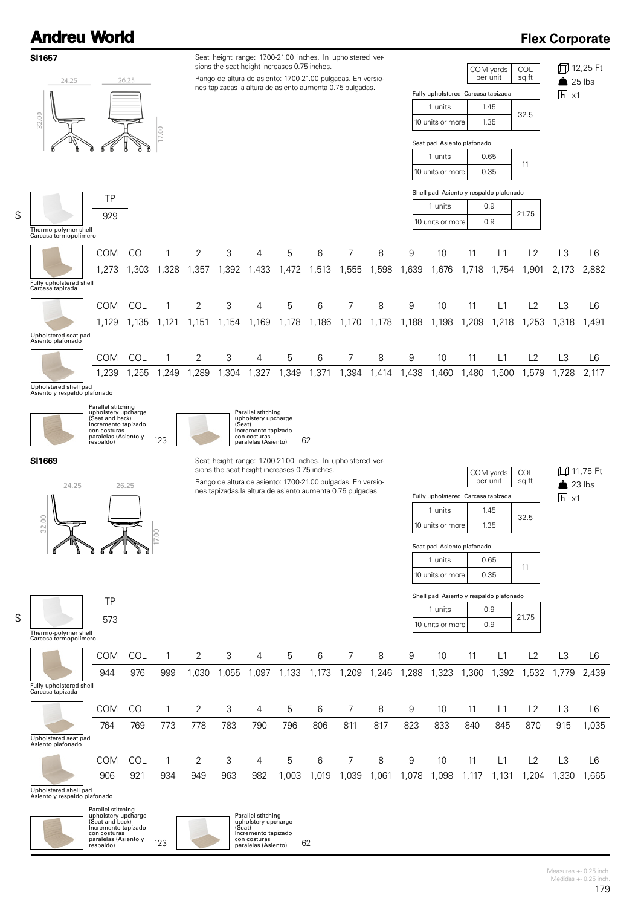## Andreu World — Flex Corporate

### SI1657

24.25 | 26.25 | 32.00 | 17.00

Seat height range: 17.00-21.00 inches. In upholstered versions the seat height increases 0.75 inches.

Rango de altura de asiento: 17.00-21.00 pulgadas. En versiones tapizadas la altura de asiento aumenta 0.75 pulgadas.

| | COM yards per unit | COL sq.ft |
|---|---|---|
| **Fully upholstered Carcasa tapizada** | | |
| 1 units | 1.45 | 32.5 |
| 10 units or more | 1.35 | |
| **Seat pad Asiento plafonado** | | |
| 1 units | 0.65 | 11 |
| 10 units or more | 0.35 | |
| **Shell pad Asiento y respaldo plafonado** | | |
| 1 units | 0.9 | 21.75 |
| 10 units or more | 0.9 | |

12,25 Ft · 25 lbs · x1

$

| | TP |
|---|---|
| Thermo-polymer shell / Carcasa termopolímero | 929 |

| | COM | COL | 1 | 2 | 3 | 4 | 5 | 6 | 7 | 8 | 9 | 10 | 11 | L1 | L2 | L3 | L6 |
|---|---|---|---|---|---|---|---|---|---|---|---|---|---|---|---|---|---|
| Fully upholstered shell / Carcasa tapizada | 1,273 | 1,303 | 1,328 | 1,357 | 1,392 | 1,433 | 1,472 | 1,513 | 1,555 | 1,598 | 1,639 | 1,676 | 1,718 | 1,754 | 1,901 | 2,173 | 2,882 |
| Upholstered seat pad / Asiento plafonado | 1,129 | 1,135 | 1,121 | 1,151 | 1,154 | 1,169 | 1,178 | 1,186 | 1,170 | 1,178 | 1,188 | 1,198 | 1,209 | 1,218 | 1,253 | 1,318 | 1,491 |
| Upholstered shell pad / Asiento y respaldo plafonado | 1,239 | 1,255 | 1,249 | 1,289 | 1,304 | 1,327 | 1,349 | 1,371 | 1,394 | 1,414 | 1,438 | 1,460 | 1,480 | 1,500 | 1,579 | 1,728 | 2,117 |

Parallel stitching upholstery upcharge (Seat and back) / Incremento tapizado con costuras paralelas (Asiento y respaldo): 123

Parallel stitching upholstery upcharge (Seat) / Incremento tapizado con costuras paralelas (Asiento): 62

### SI1669

24.25 | 26.25 | 32.00 | 17.00

Seat height range: 17.00-21.00 inches. In upholstered versions the seat height increases 0.75 inches.

Rango de altura de asiento: 17.00-21.00 pulgadas. En versiones tapizadas la altura de asiento aumenta 0.75 pulgadas.

| | COM yards per unit | COL sq.ft |
|---|---|---|
| **Fully upholstered Carcasa tapizada** | | |
| 1 units | 1.45 | 32.5 |
| 10 units or more | 1.35 | |
| **Seat pad Asiento plafonado** | | |
| 1 units | 0.65 | 11 |
| 10 units or more | 0.35 | |
| **Shell pad Asiento y respaldo plafonado** | | |
| 1 units | 0.9 | 21.75 |
| 10 units or more | 0.9 | |

11,75 Ft · 23 lbs · x1

$

| | TP |
|---|---|
| Thermo-polymer shell / Carcasa termopolímero | 573 |

| | COM | COL | 1 | 2 | 3 | 4 | 5 | 6 | 7 | 8 | 9 | 10 | 11 | L1 | L2 | L3 | L6 |
|---|---|---|---|---|---|---|---|---|---|---|---|---|---|---|---|---|---|
| Fully upholstered shell / Carcasa tapizada | 944 | 976 | 999 | 1,030 | 1,055 | 1,097 | 1,133 | 1,173 | 1,209 | 1,246 | 1,288 | 1,323 | 1,360 | 1,392 | 1,532 | 1,779 | 2,439 |
| Upholstered seat pad / Asiento plafonado | 764 | 769 | 773 | 778 | 783 | 790 | 796 | 806 | 811 | 817 | 823 | 833 | 840 | 845 | 870 | 915 | 1,035 |
| Upholstered shell pad / Asiento y respaldo plafonado | 906 | 921 | 934 | 949 | 963 | 982 | 1,003 | 1,019 | 1,039 | 1,061 | 1,078 | 1,098 | 1,117 | 1,131 | 1,204 | 1,330 | 1,665 |

Parallel stitching upholstery upcharge (Seat and back) / Incremento tapizado con costuras paralelas (Asiento y respaldo): 123

Parallel stitching upholstery upcharge (Seat) / Incremento tapizado con costuras paralelas (Asiento): 62

Measures +- 0.25 inch.
Medidas +- 0.25 inch.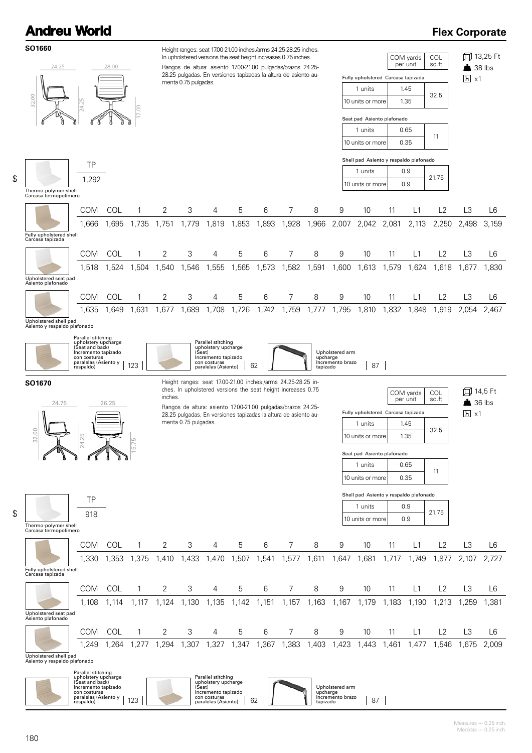# Andreu World

## Flex Corporate

### SO1660

24.25 | 28.00 | 32.00 | 24.25 | 17.00

Height ranges: seat 17.00-21.00 inches./arms 24.25-28.25 inches. In upholstered versions the seat height increases 0.75 inches.

Rangos de altura: asiento 17.00-21.00 pulgadas/brazos 24.25-28.25 pulgadas. En versiones tapizadas la altura de asiento aumenta 0.75 pulgadas.

| | COM yards per unit | COL sq.ft |
|---|---|---|
| **Fully upholstered Carcasa tapizada** | | |
| 1 units | 1.45 | 32.5 |
| 10 units or more | 1.35 | |
| **Seat pad Asiento plafonado** | | |
| 1 units | 0.65 | 11 |
| 10 units or more | 0.35 | |
| **Shell pad Asiento y respaldo plafonado** | | |
| 1 units | 0.9 | 21.75 |
| 10 units or more | 0.9 | |

13,25 Ft
38 lbs
x1

$

| Thermo-polymer shell Carcasa termopolímero | TP |
|---|---|
| | 1,292 |

| | COM | COL | 1 | 2 | 3 | 4 | 5 | 6 | 7 | 8 | 9 | 10 | 11 | L1 | L2 | L3 | L6 |
|---|---|---|---|---|---|---|---|---|---|---|---|---|---|---|---|---|---|
| Fully upholstered shell Carcasa tapizada | 1,666 | 1,695 | 1,735 | 1,751 | 1,779 | 1,819 | 1,853 | 1,893 | 1,928 | 1,966 | 2,007 | 2,042 | 2,081 | 2,113 | 2,250 | 2,498 | 3,159 |
| Upholstered seat pad Asiento plafonado | 1,518 | 1,524 | 1,504 | 1,540 | 1,546 | 1,555 | 1,565 | 1,573 | 1,582 | 1,591 | 1,600 | 1,613 | 1,579 | 1,624 | 1,618 | 1,677 | 1,830 |
| Upholstered shell pad Asiento y respaldo plafonado | 1,635 | 1,649 | 1,631 | 1,677 | 1,689 | 1,708 | 1,726 | 1,742 | 1,759 | 1,777 | 1,795 | 1,810 | 1,832 | 1,848 | 1,919 | 2,054 | 2,467 |

| Option | Price |
|---|---|
| Parallel stitching upholstery upcharge (Seat and back) Incremento tapizado con costuras paralelas (Asiento y respaldo) | 123 |
| Parallel stitching upholstery upcharge (Seat) Incremento tapizado con costuras paralelas (Asiento) | 62 |
| Upholstered arm upcharge Incremento brazo tapizado | 87 |

### SO1670

24.75 | 26.25 | 32.00 | 24.25 | 15.75

Height ranges: seat 17.00-21.00 inches./arms 24.25-28.25 inches. In upholstered versions the seat height increases 0.75 inches.

Rangos de altura: asiento 17.00-21.00 pulgadas/brazos 24.25-28.25 pulgadas. En versiones tapizadas la altura de asiento aumenta 0.75 pulgadas.

| | COM yards per unit | COL sq.ft |
|---|---|---|
| **Fully upholstered Carcasa tapizada** | | |
| 1 units | 1.45 | 32.5 |
| 10 units or more | 1.35 | |
| **Seat pad Asiento plafonado** | | |
| 1 units | 0.65 | 11 |
| 10 units or more | 0.35 | |
| **Shell pad Asiento y respaldo plafonado** | | |
| 1 units | 0.9 | 21.75 |
| 10 units or more | 0.9 | |

14,5 Ft
36 lbs
x1

$

| Thermo-polymer shell Carcasa termopolímero | TP |
|---|---|
| | 918 |

| | COM | COL | 1 | 2 | 3 | 4 | 5 | 6 | 7 | 8 | 9 | 10 | 11 | L1 | L2 | L3 | L6 |
|---|---|---|---|---|---|---|---|---|---|---|---|---|---|---|---|---|---|
| Fully upholstered shell Carcasa tapizada | 1,330 | 1,353 | 1,375 | 1,410 | 1,433 | 1,470 | 1,507 | 1,541 | 1,577 | 1,611 | 1,647 | 1,681 | 1,717 | 1,749 | 1,877 | 2,107 | 2,727 |
| Upholstered seat pad Asiento plafonado | 1,108 | 1,114 | 1,117 | 1,124 | 1,130 | 1,135 | 1,142 | 1,151 | 1,157 | 1,163 | 1,167 | 1,179 | 1,183 | 1,190 | 1,213 | 1,259 | 1,381 |
| Upholstered shell pad Asiento y respaldo plafonado | 1,249 | 1,264 | 1,277 | 1,294 | 1,307 | 1,327 | 1,347 | 1,367 | 1,383 | 1,403 | 1,423 | 1,443 | 1,461 | 1,477 | 1,546 | 1,675 | 2,009 |

| Option | Price |
|---|---|
| Parallel stitching upholstery upcharge (Seat and back) Incremento tapizado con costuras paralelas (Asiento y respaldo) | 123 |
| Parallel stitching upholstery upcharge (Seat) Incremento tapizado con costuras paralelas (Asiento) | 62 |
| Upholstered arm upcharge Incremento brazo tapizado | 87 |

Measures +- 0.25 inch.
Medidas +- 0.25 inch.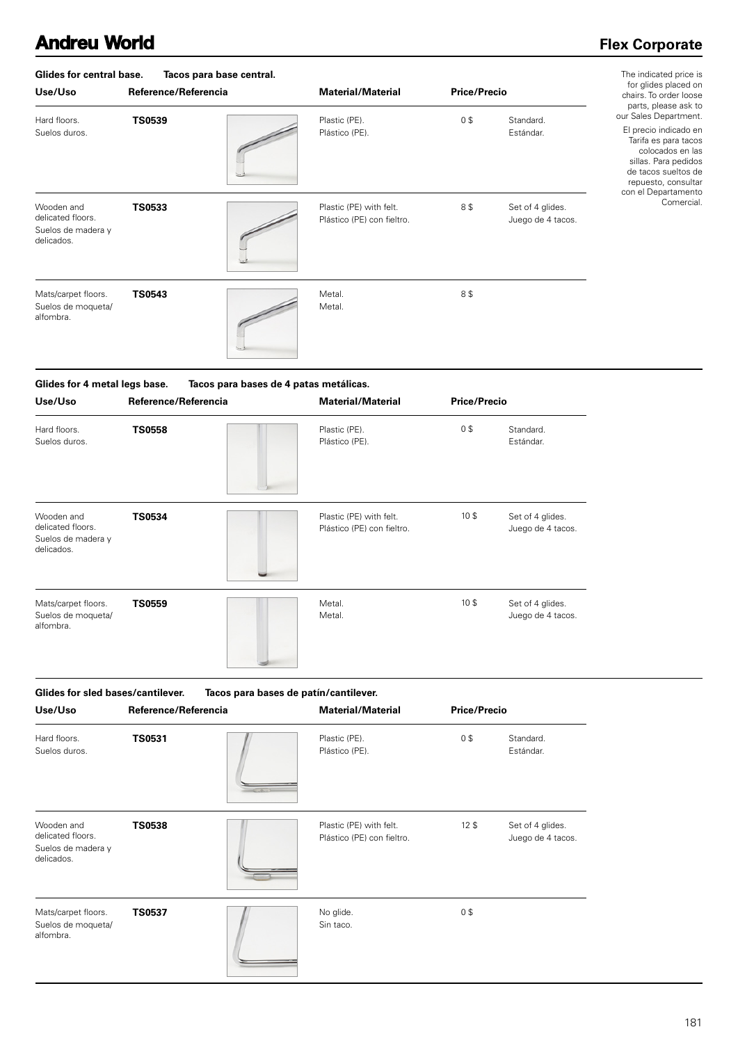## Glides for central base. Tacos para base central.

| Use/Uso | Reference/Referencia | Material/Material | Price/Precio | |
|---|---|---|---|---|
| Hard floors. Suelos duros. | **TS0539** | Plastic (PE). Plástico (PE). | 0 $ | Standard. Estándar. |
| Wooden and delicated floors. Suelos de madera y delicados. | **TS0533** | Plastic (PE) with felt. Plástico (PE) con fieltro. | 8 $ | Set of 4 glides. Juego de 4 tacos. |
| Mats/carpet floors. Suelos de moqueta/ alfombra. | **TS0543** | Metal. Metal. | 8 $ | |

The indicated price is for glides placed on chairs. To order loose parts, please ask to our Sales Department.

El precio indicado en Tarifa es para tacos colocados en las sillas. Para pedidos de tacos sueltos de repuesto, consultar con el Departamento Comercial.

## Glides for 4 metal legs base. Tacos para bases de 4 patas metálicas.

| Use/Uso | Reference/Referencia | Material/Material | Price/Precio | |
|---|---|---|---|---|
| Hard floors. Suelos duros. | **TS0558** | Plastic (PE). Plástico (PE). | 0 $ | Standard. Estándar. |
| Wooden and delicated floors. Suelos de madera y delicados. | **TS0534** | Plastic (PE) with felt. Plástico (PE) con fieltro. | 10 $ | Set of 4 glides. Juego de 4 tacos. |
| Mats/carpet floors. Suelos de moqueta/ alfombra. | **TS0559** | Metal. Metal. | 10 $ | Set of 4 glides. Juego de 4 tacos. |

## Glides for sled bases/cantilever. Tacos para bases de patín/cantilever.

| Use/Uso | Reference/Referencia | Material/Material | Price/Precio | |
|---|---|---|---|---|
| Hard floors. Suelos duros. | **TS0531** | Plastic (PE). Plástico (PE). | 0 $ | Standard. Estándar. |
| Wooden and delicated floors. Suelos de madera y delicados. | **TS0538** | Plastic (PE) with felt. Plástico (PE) con fieltro. | 12 $ | Set of 4 glides. Juego de 4 tacos. |
| Mats/carpet floors. Suelos de moqueta/ alfombra. | **TS0537** | No glide. Sin taco. | 0 $ | |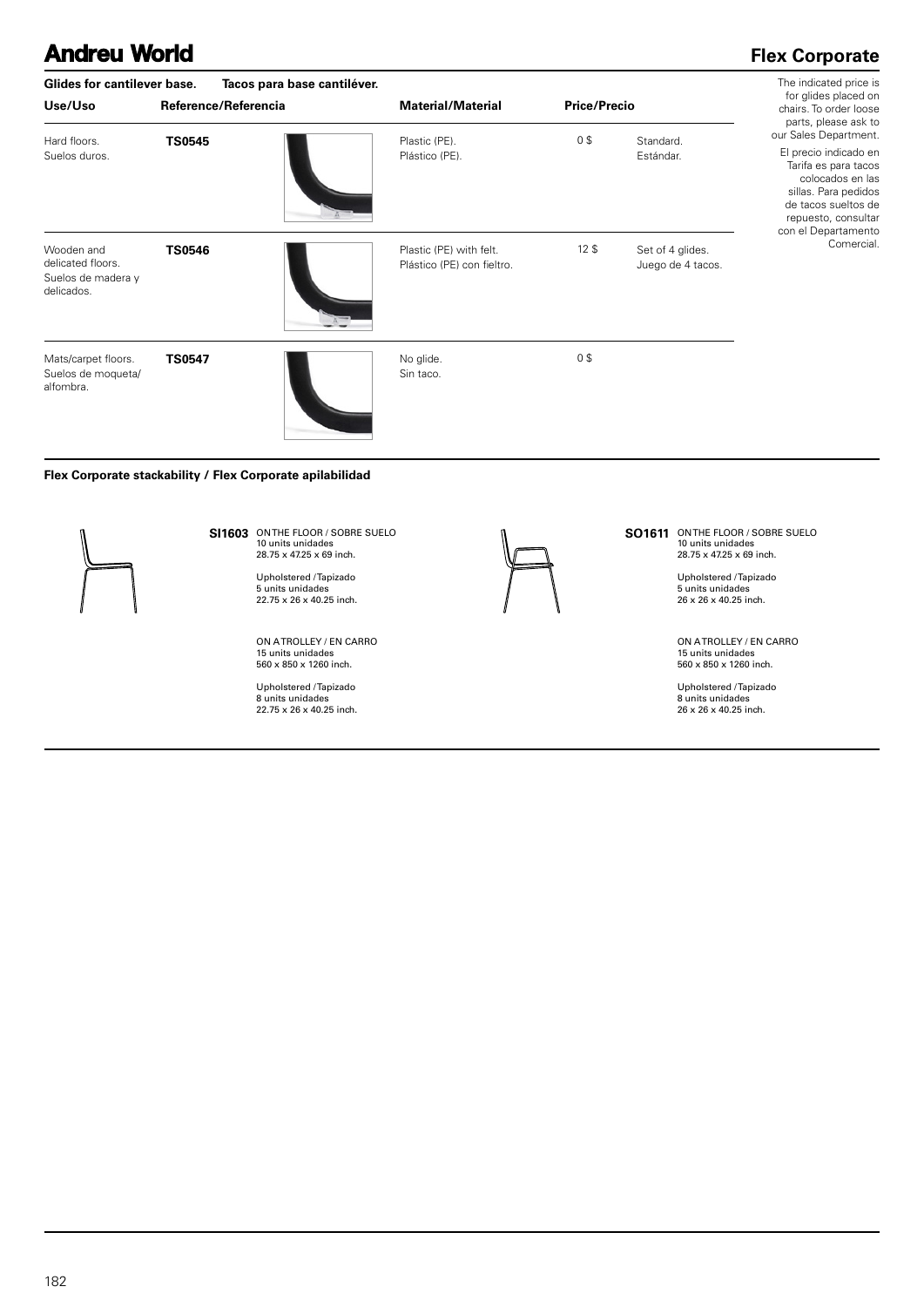# Flex Corporate

**Glides for cantilever base. Tacos para base cantiléver.**

| Use/Uso | Reference/Referencia | Material/Material | Price/Precio | |
|---|---|---|---|---|
| Hard floors. Suelos duros. | **TS0545** | Plastic (PE). Plástico (PE). | 0 $ | Standard. Estándar. |
| Wooden and delicated floors. Suelos de madera y delicados. | **TS0546** | Plastic (PE) with felt. Plástico (PE) con fieltro. | 12 $ | Set of 4 glides. Juego de 4 tacos. |
| Mats/carpet floors. Suelos de moqueta/ alfombra. | **TS0547** | No glide. Sin taco. | 0 $ | |

The indicated price is for glides placed on chairs. To order loose parts, please ask to our Sales Department.

El precio indicado en Tarifa es para tacos colocados en las sillas. Para pedidos de tacos sueltos de repuesto, consultar con el Departamento Comercial.

**Flex Corporate stackability / Flex Corporate apilabilidad**

**SI1603** ON THE FLOOR / SOBRE SUELO
10 units unidades
28.75 x 47.25 x 69 inch.

Upholstered / Tapizado
5 units unidades
22.75 x 26 x 40.25 inch.

ON A TROLLEY / EN CARRO
15 units unidades
560 x 850 x 1260 inch.

Upholstered / Tapizado
8 units unidades
22.75 x 26 x 40.25 inch.

**SO1611** ON THE FLOOR / SOBRE SUELO
10 units unidades
28.75 x 47.25 x 69 inch.

Upholstered / Tapizado
5 units unidades
26 x 26 x 40.25 inch.

ON A TROLLEY / EN CARRO
15 units unidades
560 x 850 x 1260 inch.

Upholstered / Tapizado
8 units unidades
26 x 26 x 40.25 inch.